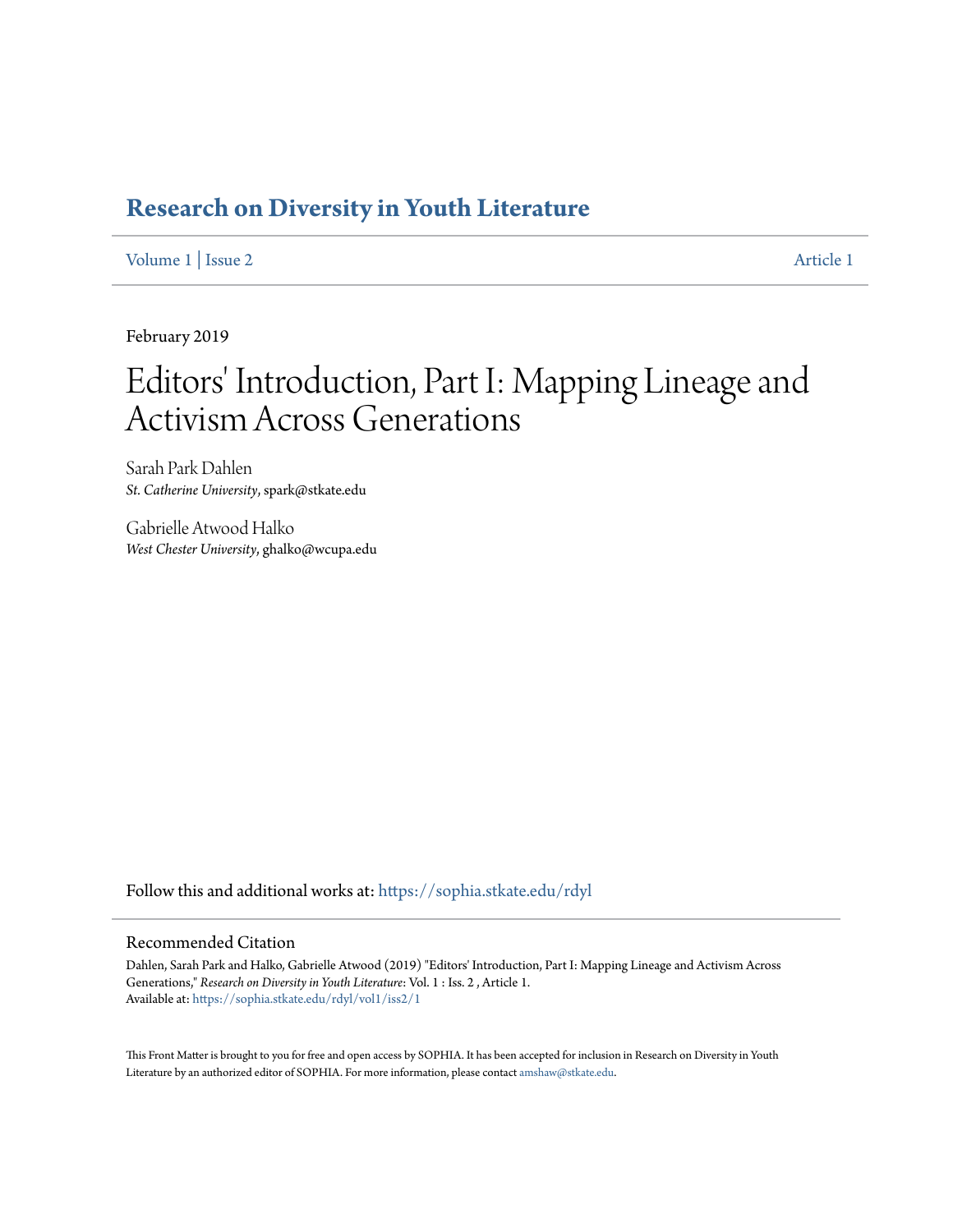# Research on Diversity in Youth Literature

Volume 1 | Issue 2 Article 1

February 2019

# Editors' Introduction, Part I: Mapping Lineage and Activism Across Generations

Sarah Park Dahlen
*St. Catherine University*, spark@stkate.edu

Gabrielle Atwood Halko
*West Chester University*, ghalko@wcupa.edu

Follow this and additional works at: https://sophia.stkate.edu/rdyl

## Recommended Citation

Dahlen, Sarah Park and Halko, Gabrielle Atwood (2019) "Editors' Introduction, Part I: Mapping Lineage and Activism Across Generations," *Research on Diversity in Youth Literature*: Vol. 1 : Iss. 2 , Article 1.
Available at: https://sophia.stkate.edu/rdyl/vol1/iss2/1

This Front Matter is brought to you for free and open access by SOPHIA. It has been accepted for inclusion in Research on Diversity in Youth Literature by an authorized editor of SOPHIA. For more information, please contact amshaw@stkate.edu.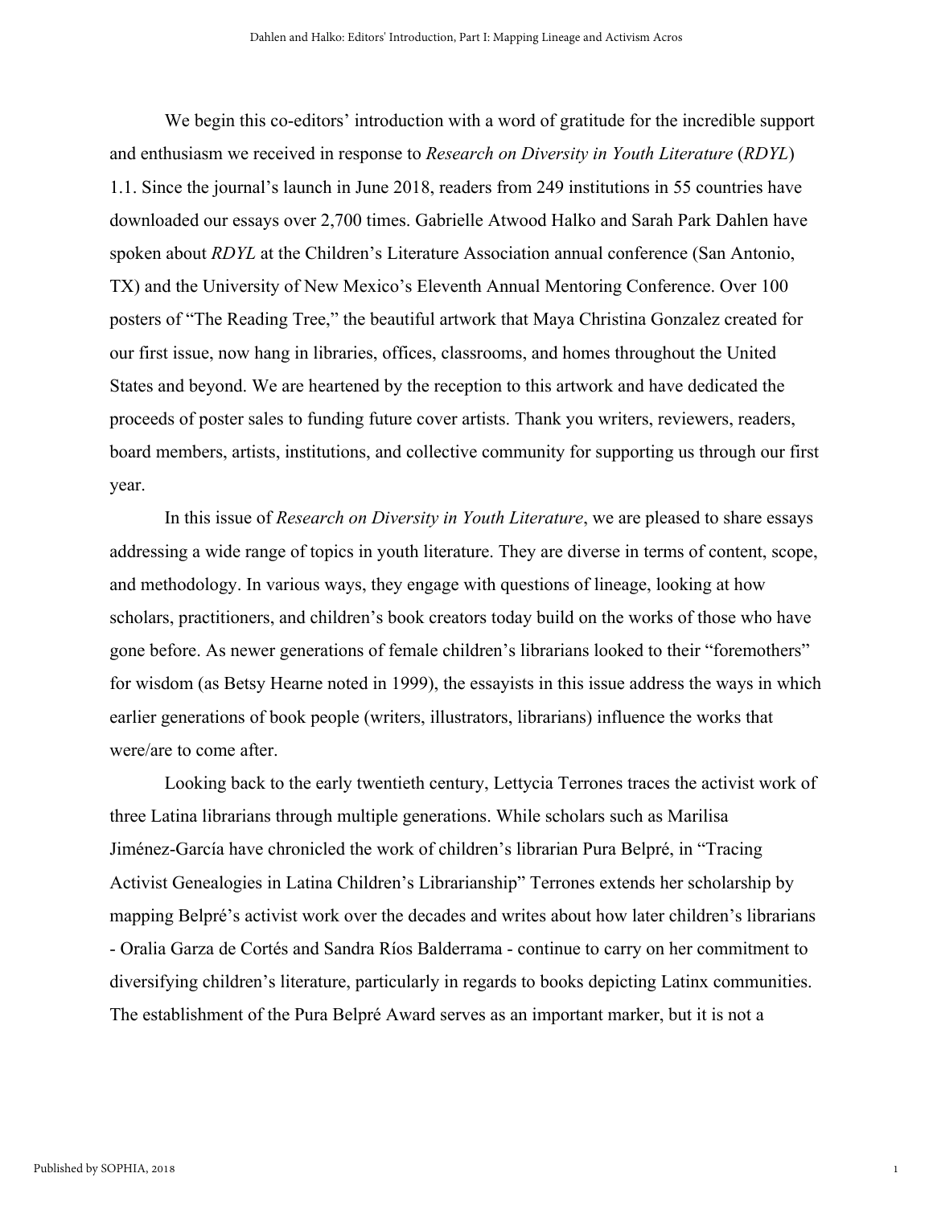We begin this co-editors' introduction with a word of gratitude for the incredible support and enthusiasm we received in response to *Research on Diversity in Youth Literature* (*RDYL*) 1.1. Since the journal's launch in June 2018, readers from 249 institutions in 55 countries have downloaded our essays over 2,700 times. Gabrielle Atwood Halko and Sarah Park Dahlen have spoken about *RDYL* at the Children's Literature Association annual conference (San Antonio, TX) and the University of New Mexico's Eleventh Annual Mentoring Conference. Over 100 posters of "The Reading Tree," the beautiful artwork that Maya Christina Gonzalez created for our first issue, now hang in libraries, offices, classrooms, and homes throughout the United States and beyond. We are heartened by the reception to this artwork and have dedicated the proceeds of poster sales to funding future cover artists. Thank you writers, reviewers, readers, board members, artists, institutions, and collective community for supporting us through our first year.

In this issue of *Research on Diversity in Youth Literature*, we are pleased to share essays addressing a wide range of topics in youth literature. They are diverse in terms of content, scope, and methodology. In various ways, they engage with questions of lineage, looking at how scholars, practitioners, and children's book creators today build on the works of those who have gone before. As newer generations of female children's librarians looked to their "foremothers" for wisdom (as Betsy Hearne noted in 1999), the essayists in this issue address the ways in which earlier generations of book people (writers, illustrators, librarians) influence the works that were/are to come after.

Looking back to the early twentieth century, Lettycia Terrones traces the activist work of three Latina librarians through multiple generations. While scholars such as Marilisa Jiménez-García have chronicled the work of children's librarian Pura Belpré, in "Tracing Activist Genealogies in Latina Children's Librarianship" Terrones extends her scholarship by mapping Belpré's activist work over the decades and writes about how later children's librarians - Oralia Garza de Cortés and Sandra Ríos Balderrama - continue to carry on her commitment to diversifying children's literature, particularly in regards to books depicting Latinx communities. The establishment of the Pura Belpré Award serves as an important marker, but it is not a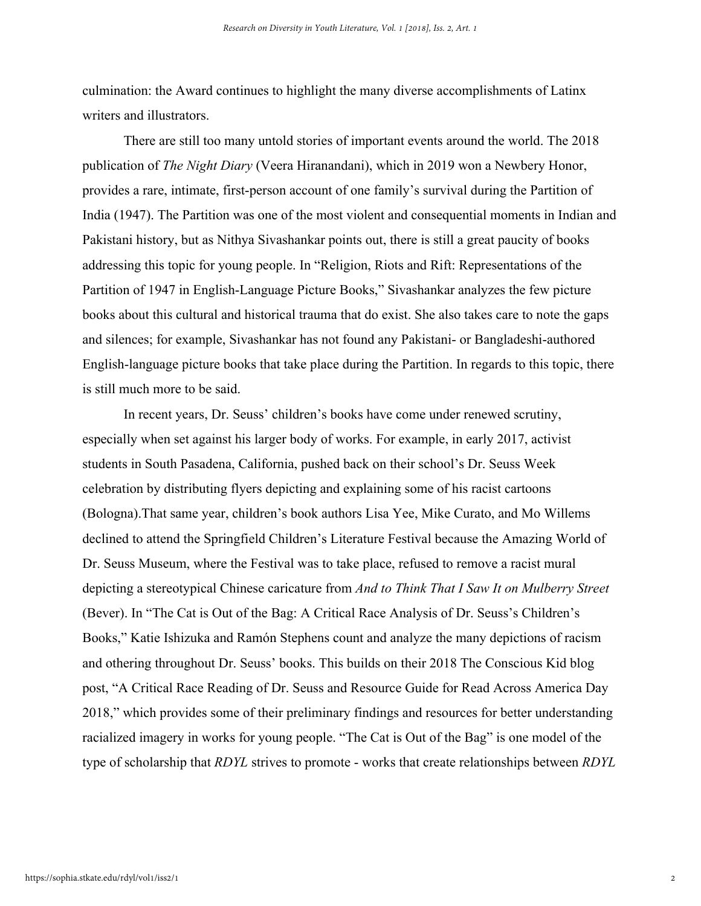culmination: the Award continues to highlight the many diverse accomplishments of Latinx writers and illustrators.

There are still too many untold stories of important events around the world. The 2018 publication of *The Night Diary* (Veera Hiranandani), which in 2019 won a Newbery Honor, provides a rare, intimate, first-person account of one family's survival during the Partition of India (1947). The Partition was one of the most violent and consequential moments in Indian and Pakistani history, but as Nithya Sivashankar points out, there is still a great paucity of books addressing this topic for young people. In "Religion, Riots and Rift: Representations of the Partition of 1947 in English-Language Picture Books," Sivashankar analyzes the few picture books about this cultural and historical trauma that do exist. She also takes care to note the gaps and silences; for example, Sivashankar has not found any Pakistani- or Bangladeshi-authored English-language picture books that take place during the Partition. In regards to this topic, there is still much more to be said.

In recent years, Dr. Seuss' children's books have come under renewed scrutiny, especially when set against his larger body of works. For example, in early 2017, activist students in South Pasadena, California, pushed back on their school's Dr. Seuss Week celebration by distributing flyers depicting and explaining some of his racist cartoons (Bologna).That same year, children's book authors Lisa Yee, Mike Curato, and Mo Willems declined to attend the Springfield Children's Literature Festival because the Amazing World of Dr. Seuss Museum, where the Festival was to take place, refused to remove a racist mural depicting a stereotypical Chinese caricature from *And to Think That I Saw It on Mulberry Street* (Bever). In "The Cat is Out of the Bag: A Critical Race Analysis of Dr. Seuss's Children's Books," Katie Ishizuka and Ramón Stephens count and analyze the many depictions of racism and othering throughout Dr. Seuss' books. This builds on their 2018 The Conscious Kid blog post, "A Critical Race Reading of Dr. Seuss and Resource Guide for Read Across America Day 2018," which provides some of their preliminary findings and resources for better understanding racialized imagery in works for young people. "The Cat is Out of the Bag" is one model of the type of scholarship that *RDYL* strives to promote - works that create relationships between *RDYL*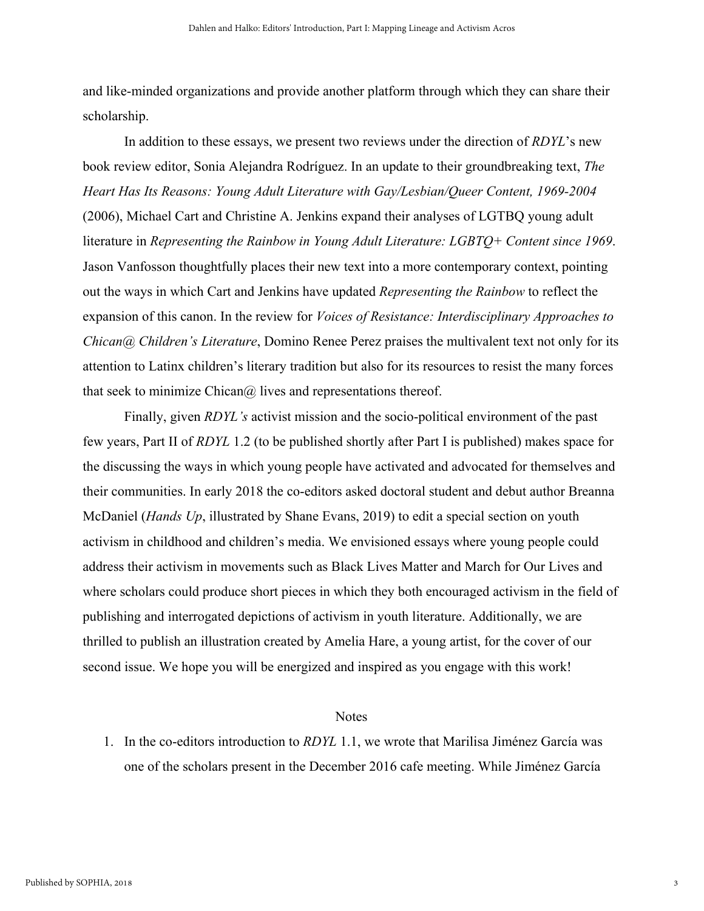and like-minded organizations and provide another platform through which they can share their scholarship.

In addition to these essays, we present two reviews under the direction of *RDYL*'s new book review editor, Sonia Alejandra Rodríguez. In an update to their groundbreaking text, *The Heart Has Its Reasons: Young Adult Literature with Gay/Lesbian/Queer Content, 1969-2004* (2006), Michael Cart and Christine A. Jenkins expand their analyses of LGTBQ young adult literature in *Representing the Rainbow in Young Adult Literature: LGBTQ+ Content since 1969*. Jason Vanfosson thoughtfully places their new text into a more contemporary context, pointing out the ways in which Cart and Jenkins have updated *Representing the Rainbow* to reflect the expansion of this canon. In the review for *Voices of Resistance: Interdisciplinary Approaches to Chican@ Children's Literature*, Domino Renee Perez praises the multivalent text not only for its attention to Latinx children's literary tradition but also for its resources to resist the many forces that seek to minimize Chican@ lives and representations thereof.

Finally, given *RDYL's* activist mission and the socio-political environment of the past few years, Part II of *RDYL* 1.2 (to be published shortly after Part I is published) makes space for the discussing the ways in which young people have activated and advocated for themselves and their communities. In early 2018 the co-editors asked doctoral student and debut author Breanna McDaniel (*Hands Up*, illustrated by Shane Evans, 2019) to edit a special section on youth activism in childhood and children's media. We envisioned essays where young people could address their activism in movements such as Black Lives Matter and March for Our Lives and where scholars could produce short pieces in which they both encouraged activism in the field of publishing and interrogated depictions of activism in youth literature. Additionally, we are thrilled to publish an illustration created by Amelia Hare, a young artist, for the cover of our second issue. We hope you will be energized and inspired as you engage with this work!

## Notes

1. In the co-editors introduction to *RDYL* 1.1, we wrote that Marilisa Jiménez García was one of the scholars present in the December 2016 cafe meeting. While Jiménez García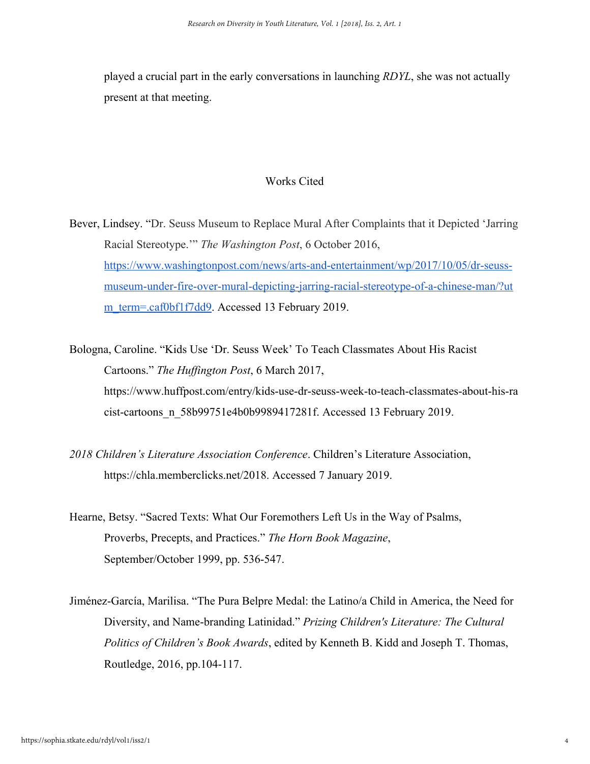played a crucial part in the early conversations in launching *RDYL*, she was not actually present at that meeting.

## Works Cited

Bever, Lindsey. "Dr. Seuss Museum to Replace Mural After Complaints that it Depicted 'Jarring Racial Stereotype.'" *The Washington Post*, 6 October 2016, [https://www.washingtonpost.com/news/arts-and-entertainment/wp/2017/10/05/dr-seuss-museum-under-fire-over-mural-depicting-jarring-racial-stereotype-of-a-chinese-man/?utm_term=.caf0bf1f7dd9](https://www.washingtonpost.com/news/arts-and-entertainment/wp/2017/10/05/dr-seuss-museum-under-fire-over-mural-depicting-jarring-racial-stereotype-of-a-chinese-man/?utm_term=.caf0bf1f7dd9). Accessed 13 February 2019.

Bologna, Caroline. "Kids Use 'Dr. Seuss Week' To Teach Classmates About His Racist Cartoons." *The Huffington Post*, 6 March 2017, https://www.huffpost.com/entry/kids-use-dr-seuss-week-to-teach-classmates-about-his-racist-cartoons_n_58b99751e4b0b9989417281f. Accessed 13 February 2019.

*2018 Children's Literature Association Conference*. Children's Literature Association, https://chla.memberclicks.net/2018. Accessed 7 January 2019.

Hearne, Betsy. "Sacred Texts: What Our Foremothers Left Us in the Way of Psalms, Proverbs, Precepts, and Practices." *The Horn Book Magazine*, September/October 1999, pp. 536-547.

Jiménez-García, Marilisa. "The Pura Belpre Medal: the Latino/a Child in America, the Need for Diversity, and Name-branding Latinidad." *Prizing Children's Literature: The Cultural Politics of Children's Book Awards*, edited by Kenneth B. Kidd and Joseph T. Thomas, Routledge, 2016, pp.104-117.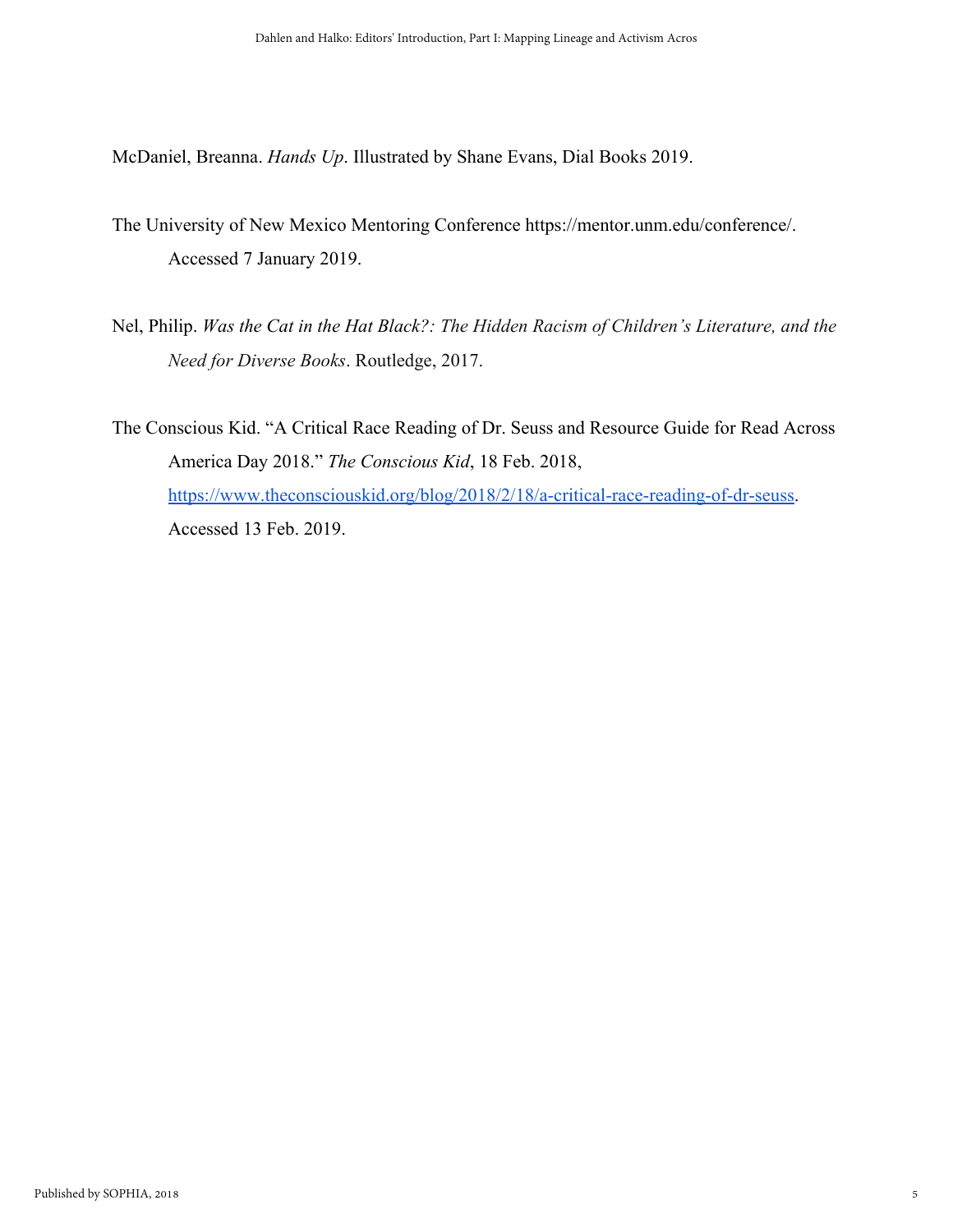McDaniel, Breanna. *Hands Up*. Illustrated by Shane Evans, Dial Books 2019.

The University of New Mexico Mentoring Conference https://mentor.unm.edu/conference/. Accessed 7 January 2019.

Nel, Philip. *Was the Cat in the Hat Black?: The Hidden Racism of Children's Literature, and the Need for Diverse Books*. Routledge, 2017.

The Conscious Kid. "A Critical Race Reading of Dr. Seuss and Resource Guide for Read Across America Day 2018." *The Conscious Kid*, 18 Feb. 2018, https://www.theconsciouskid.org/blog/2018/2/18/a-critical-race-reading-of-dr-seuss. Accessed 13 Feb. 2019.